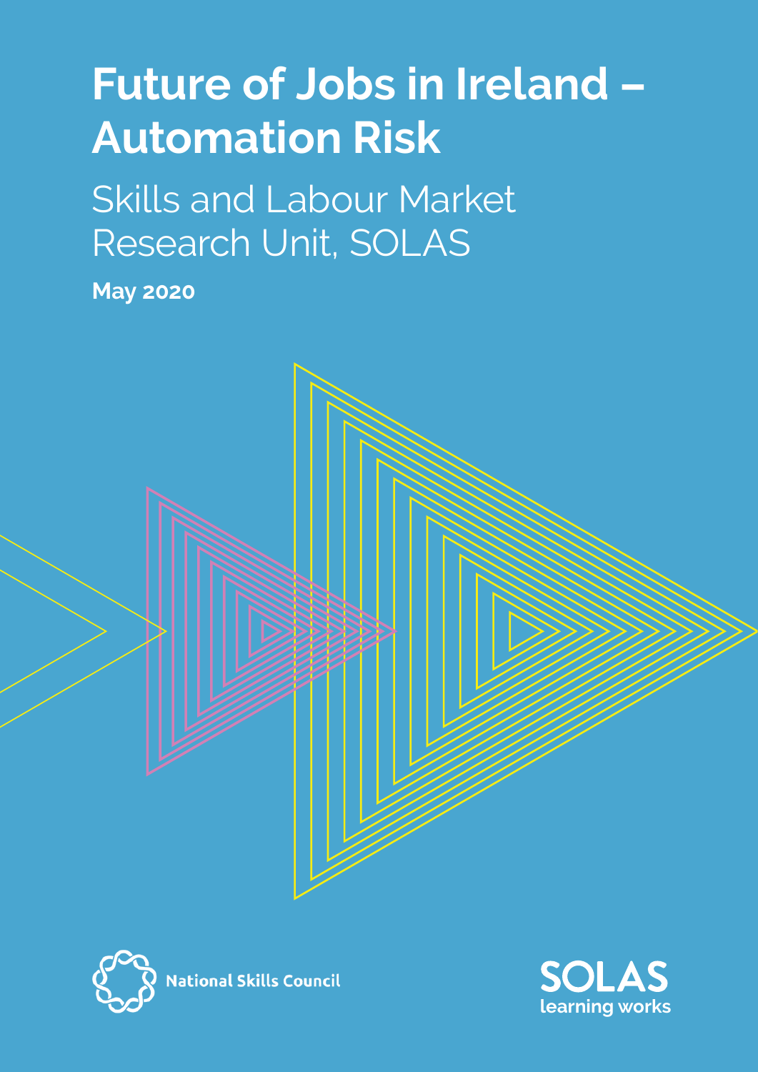# Future of Jobs in Ireland – Automation Risk

## Skills and Labour Market Research Unit, SOLAS

**May 2020**

National Skills Council

SOLAS learning works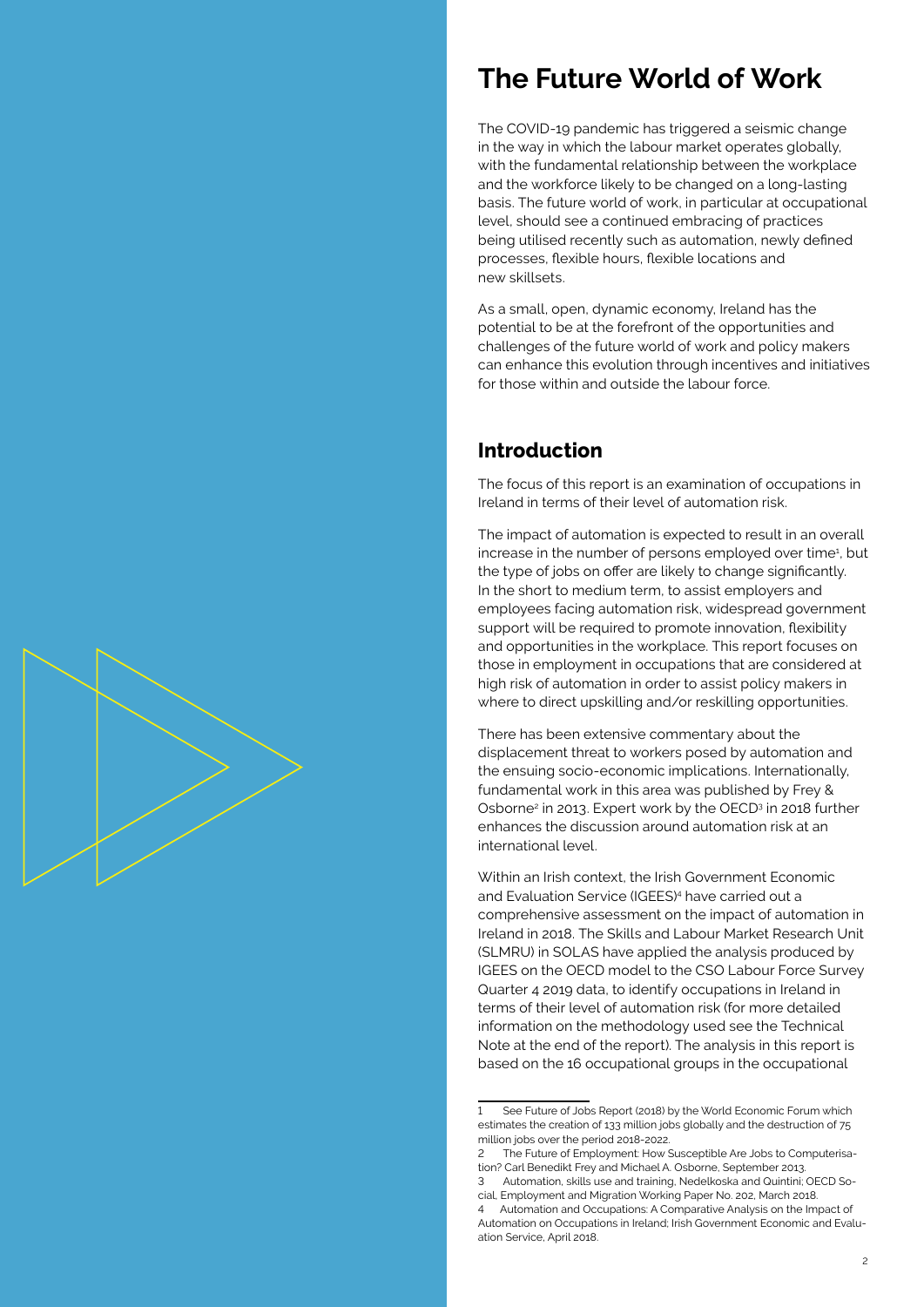# The Future World of Work

The COVID-19 pandemic has triggered a seismic change in the way in which the labour market operates globally, with the fundamental relationship between the workplace and the workforce likely to be changed on a long-lasting basis. The future world of work, in particular at occupational level, should see a continued embracing of practices being utilised recently such as automation, newly defined processes, flexible hours, flexible locations and new skillsets.

As a small, open, dynamic economy, Ireland has the potential to be at the forefront of the opportunities and challenges of the future world of work and policy makers can enhance this evolution through incentives and initiatives for those within and outside the labour force.

## Introduction

The focus of this report is an examination of occupations in Ireland in terms of their level of automation risk.

The impact of automation is expected to result in an overall increase in the number of persons employed over time[1], but the type of jobs on offer are likely to change significantly. In the short to medium term, to assist employers and employees facing automation risk, widespread government support will be required to promote innovation, flexibility and opportunities in the workplace. This report focuses on those in employment in occupations that are considered at high risk of automation in order to assist policy makers in where to direct upskilling and/or reskilling opportunities.

There has been extensive commentary about the displacement threat to workers posed by automation and the ensuing socio-economic implications. Internationally, fundamental work in this area was published by Frey & Osborne[2] in 2013. Expert work by the OECD[3] in 2018 further enhances the discussion around automation risk at an international level.

Within an Irish context, the Irish Government Economic and Evaluation Service (IGEES)[4] have carried out a comprehensive assessment on the impact of automation in Ireland in 2018. The Skills and Labour Market Research Unit (SLMRU) in SOLAS have applied the analysis produced by IGEES on the OECD model to the CSO Labour Force Survey Quarter 4 2019 data, to identify occupations in Ireland in terms of their level of automation risk (for more detailed information on the methodology used see the Technical Note at the end of the report). The analysis in this report is based on the 16 occupational groups in the occupational

---

1 See Future of Jobs Report (2018) by the World Economic Forum which estimates the creation of 133 million jobs globally and the destruction of 75 million jobs over the period 2018-2022.

2 The Future of Employment: How Susceptible Are Jobs to Computerisation? Carl Benedikt Frey and Michael A. Osborne, September 2013.

3 Automation, skills use and training, Nedelkoska and Quintini; OECD Social, Employment and Migration Working Paper No. 202, March 2018.

4 Automation and Occupations: A Comparative Analysis on the Impact of Automation on Occupations in Ireland; Irish Government Economic and Evaluation Service, April 2018.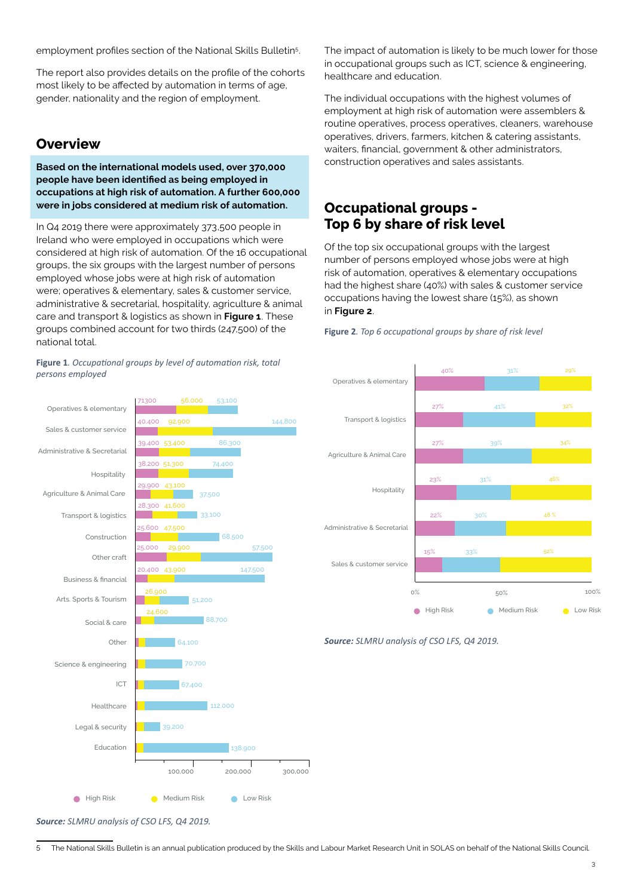employment profiles section of the National Skills Bulletin[5].

The report also provides details on the profile of the cohorts most likely to be affected by automation in terms of age, gender, nationality and the region of employment.

## Overview

**Based on the international models used, over 370,000 people have been identified as being employed in occupations at high risk of automation. A further 600,000 were in jobs considered at medium risk of automation.**

In Q4 2019 there were approximately 373,500 people in Ireland who were employed in occupations which were considered at high risk of automation. Of the 16 occupational groups, the six groups with the largest number of persons employed whose jobs were at high risk of automation were; operatives & elementary, sales & customer service, administrative & secretarial, hospitality, agriculture & animal care and transport & logistics as shown in **Figure 1**. These groups combined account for two thirds (247,500) of the national total.

**Figure 1**. *Occupational groups by level of automation risk, total persons employed*

| Occupational group | High Risk | Medium Risk | Low Risk |
|---|---|---|---|
| Operatives & elementary | 71300 | 56,000 | 53,100 |
| Sales & customer service | 40,400 | 92,900 | 144,800 |
| Administrative & Secretarial | 39,400 | 53,400 | 86,300 |
| Hospitality | 38,200 | 51,300 | 74,400 |
| Agriculture & Animal Care | 29,900 | 43,100 | 37,500 |
| Transport & logistics | 28,300 | 41,600 | 33,100 |
| Construction | 25,600 | 47,500 | 68,500 |
| Other craft | 25,000 | 29,900 | 57,500 |
| Business & financial | 20,400 | 43,900 | 147,500 |
| Arts, Sports & Tourism | | 26,900 | 51,200 |
| Social & care | | 24,600 | 88,700 |
| Other | | | 64,100 |
| Science & engineering | | | 70,700 |
| ICT | | | 67,400 |
| Healthcare | | | 112,000 |
| Legal & security | | | 39,200 |
| Education | | | 138,900 |

***Source:*** *SLMRU analysis of CSO LFS, Q4 2019.*

The impact of automation is likely to be much lower for those in occupational groups such as ICT, science & engineering, healthcare and education.

The individual occupations with the highest volumes of employment at high risk of automation were assemblers & routine operatives, process operatives, cleaners, warehouse operatives, drivers, farmers, kitchen & catering assistants, waiters, financial, government & other administrators, construction operatives and sales assistants.

## Occupational groups - Top 6 by share of risk level

Of the top six occupational groups with the largest number of persons employed whose jobs were at high risk of automation, operatives & elementary occupations had the highest share (40%) with sales & customer service occupations having the lowest share (15%), as shown in **Figure 2**.

**Figure 2**. *Top 6 occupational groups by share of risk level*

| Occupational group | High Risk | Medium Risk | Low Risk |
|---|---|---|---|
| Operatives & elementary | 40% | 31% | 29% |
| Transport & logistics | 27% | 41% | 32% |
| Agriculture & Animal Care | 27% | 39% | 34% |
| Hospitality | 23% | 31% | 46% |
| Administrative & Secretarial | 22% | 30% | 48 % |
| Sales & customer service | 15% | 33% | 52% |

***Source:*** *SLMRU analysis of CSO LFS, Q4 2019.*

5 The National Skills Bulletin is an annual publication produced by the Skills and Labour Market Research Unit in SOLAS on behalf of the National Skills Council.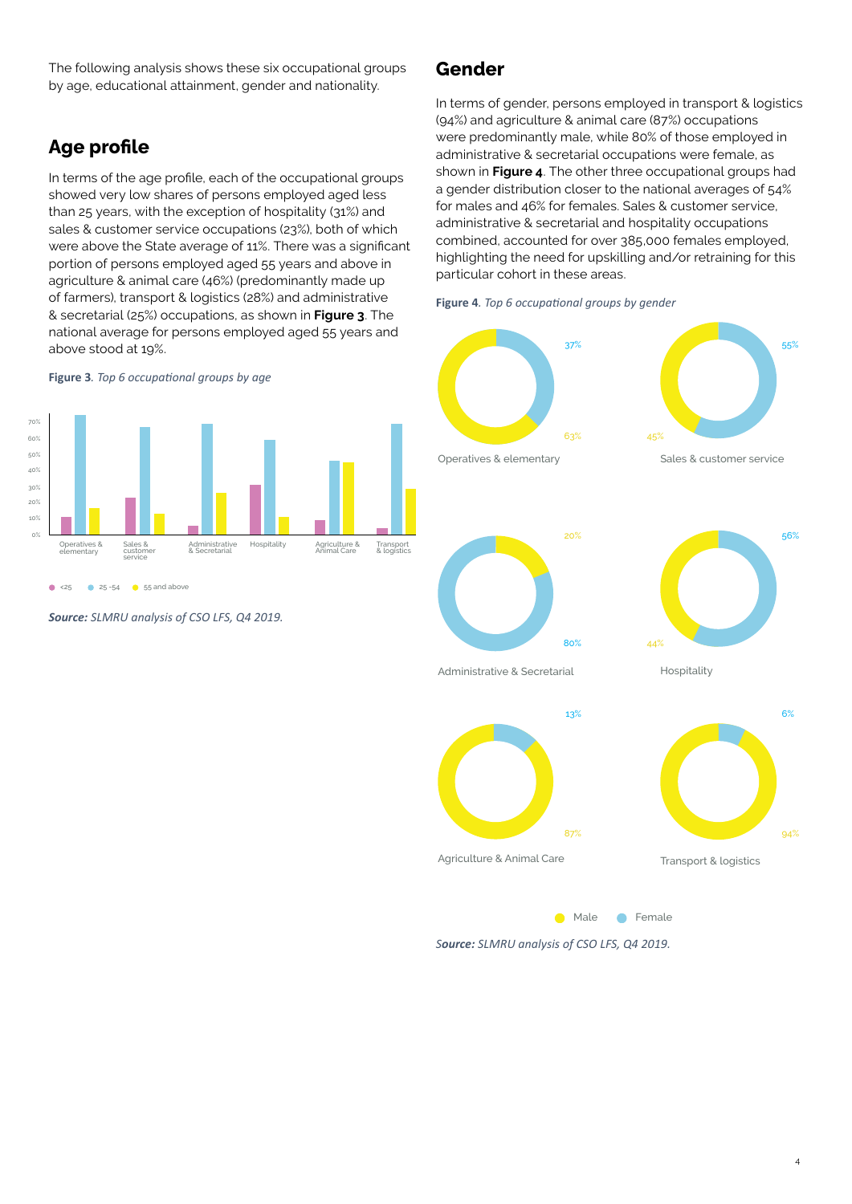The following analysis shows these six occupational groups by age, educational attainment, gender and nationality.

## Age profile

In terms of the age profile, each of the occupational groups showed very low shares of persons employed aged less than 25 years, with the exception of hospitality (31%) and sales & customer service occupations (23%), both of which were above the State average of 11%. There was a significant portion of persons employed aged 55 years and above in agriculture & animal care (46%) (predominantly made up of farmers), transport & logistics (28%) and administrative & secretarial (25%) occupations, as shown in **Figure 3**. The national average for persons employed aged 55 years and above stood at 19%.

**Figure 3**. *Top 6 occupational groups by age*

*Source: SLMRU analysis of CSO LFS, Q4 2019.*

## Gender

In terms of gender, persons employed in transport & logistics (94%) and agriculture & animal care (87%) occupations were predominantly male, while 80% of those employed in administrative & secretarial occupations were female, as shown in **Figure 4**. The other three occupational groups had a gender distribution closer to the national averages of 54% for males and 46% for females. Sales & customer service, administrative & secretarial and hospitality occupations combined, accounted for over 385,000 females employed, highlighting the need for upskilling and/or retraining for this particular cohort in these areas.

**Figure 4**. *Top 6 occupational groups by gender*

*Source: SLMRU analysis of CSO LFS, Q4 2019.*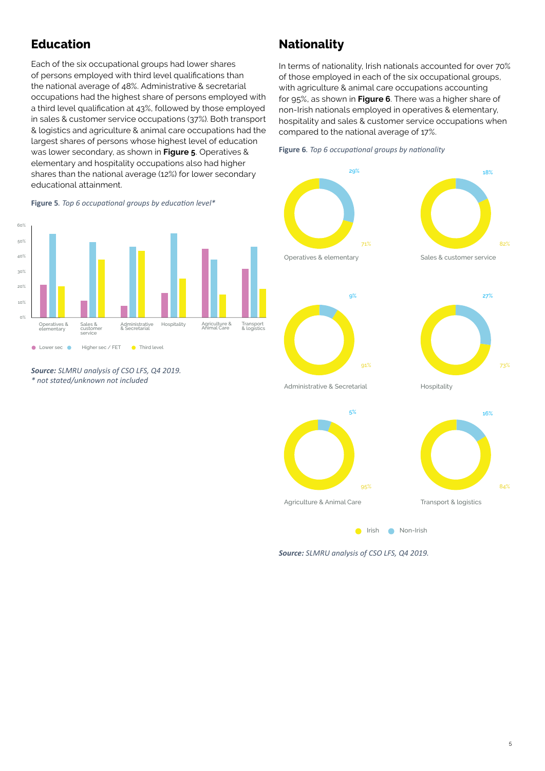## Education

Each of the six occupational groups had lower shares of persons employed with third level qualifications than the national average of 48%. Administrative & secretarial occupations had the highest share of persons employed with a third level qualification at 43%, followed by those employed in sales & customer service occupations (37%). Both transport & logistics and agriculture & animal care occupations had the largest shares of persons whose highest level of education was lower secondary, as shown in **Figure 5**. Operatives & elementary and hospitality occupations also had higher shares than the national average (12%) for lower secondary educational attainment.

**Figure 5**. *Top 6 occupational groups by education level\**

*Source: SLMRU analysis of CSO LFS, Q4 2019.*
*\* not stated/unknown not included*

## Nationality

In terms of nationality, Irish nationals accounted for over 70% of those employed in each of the six occupational groups, with agriculture & animal care occupations accounting for 95%, as shown in **Figure 6**. There was a higher share of non-Irish nationals employed in operatives & elementary, hospitality and sales & customer service occupations when compared to the national average of 17%.

**Figure 6**. *Top 6 occupational groups by nationality*

| Occupational group | Irish | Non-Irish |
|---|---|---|
| Operatives & elementary | 71% | 29% |
| Sales & customer service | 82% | 18% |
| Administrative & Secretarial | 91% | 9% |
| Hospitality | 73% | 27% |
| Agriculture & Animal Care | 95% | 5% |
| Transport & logistics | 84% | 16% |

***Source:*** *SLMRU analysis of CSO LFS, Q4 2019.*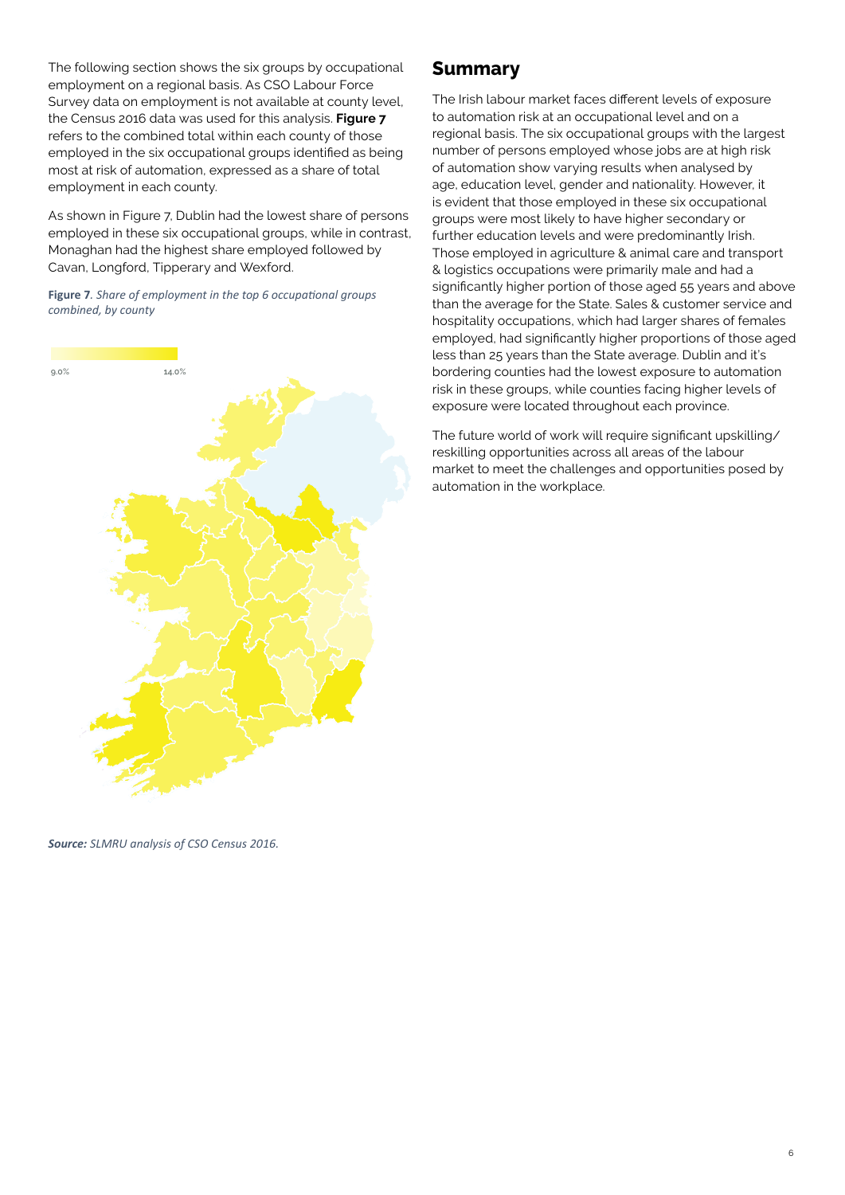The following section shows the six groups by occupational employment on a regional basis. As CSO Labour Force Survey data on employment is not available at county level, the Census 2016 data was used for this analysis. **Figure 7** refers to the combined total within each county of those employed in the six occupational groups identified as being most at risk of automation, expressed as a share of total employment in each county.

As shown in Figure 7, Dublin had the lowest share of persons employed in these six occupational groups, while in contrast, Monaghan had the highest share employed followed by Cavan, Longford, Tipperary and Wexford.

**Figure 7**. *Share of employment in the top 6 occupational groups combined, by county*

9.0% 14.0%

***Source:*** *SLMRU analysis of CSO Census 2016.*

## Summary

The Irish labour market faces different levels of exposure to automation risk at an occupational level and on a regional basis. The six occupational groups with the largest number of persons employed whose jobs are at high risk of automation show varying results when analysed by age, education level, gender and nationality. However, it is evident that those employed in these six occupational groups were most likely to have higher secondary or further education levels and were predominantly Irish. Those employed in agriculture & animal care and transport & logistics occupations were primarily male and had a significantly higher portion of those aged 55 years and above than the average for the State. Sales & customer service and hospitality occupations, which had larger shares of females employed, had significantly higher proportions of those aged less than 25 years than the State average. Dublin and it's bordering counties had the lowest exposure to automation risk in these groups, while counties facing higher levels of exposure were located throughout each province.

The future world of work will require significant upskilling/reskilling opportunities across all areas of the labour market to meet the challenges and opportunities posed by automation in the workplace.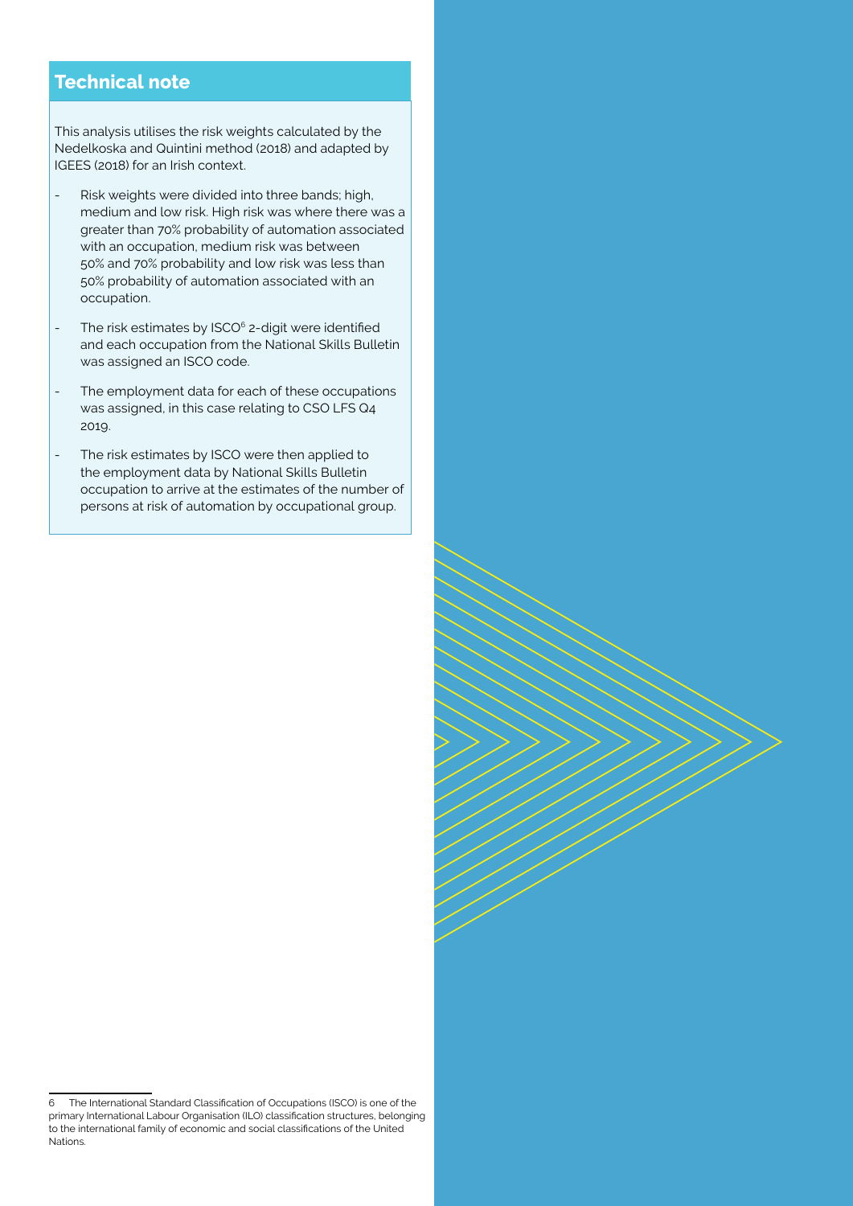## Technical note

This analysis utilises the risk weights calculated by the Nedelkoska and Quintini method (2018) and adapted by IGEES (2018) for an Irish context.

- Risk weights were divided into three bands; high, medium and low risk. High risk was where there was a greater than 70% probability of automation associated with an occupation, medium risk was between 50% and 70% probability and low risk was less than 50% probability of automation associated with an occupation.
- The risk estimates by ISCO[6] 2-digit were identified and each occupation from the National Skills Bulletin was assigned an ISCO code.
- The employment data for each of these occupations was assigned, in this case relating to CSO LFS Q4 2019.
- The risk estimates by ISCO were then applied to the employment data by National Skills Bulletin occupation to arrive at the estimates of the number of persons at risk of automation by occupational group.

6 The International Standard Classification of Occupations (ISCO) is one of the primary International Labour Organisation (ILO) classification structures, belonging to the international family of economic and social classifications of the United Nations.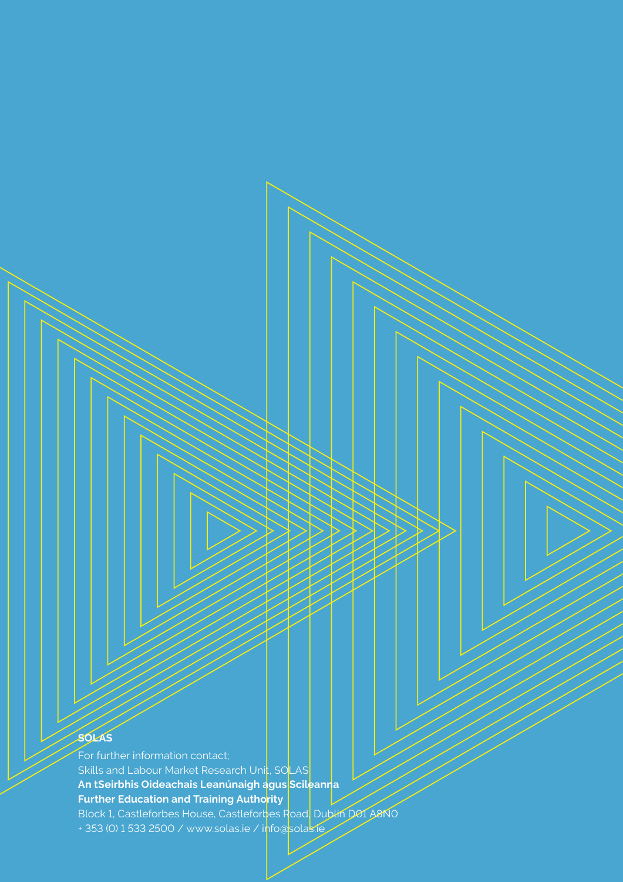**SOLAS**

For further information contact;
Skills and Labour Market Research Unit, SOLAS
**An tSeirbhís Oideachais Leanúnaigh agus Scileanna**
**Further Education and Training Authority**
Block 1, Castleforbes House, Castleforbes Road, Dublin D01 A8N0
+ 353 (0) 1 533 2500 / www.solas.ie / info@solas.ie